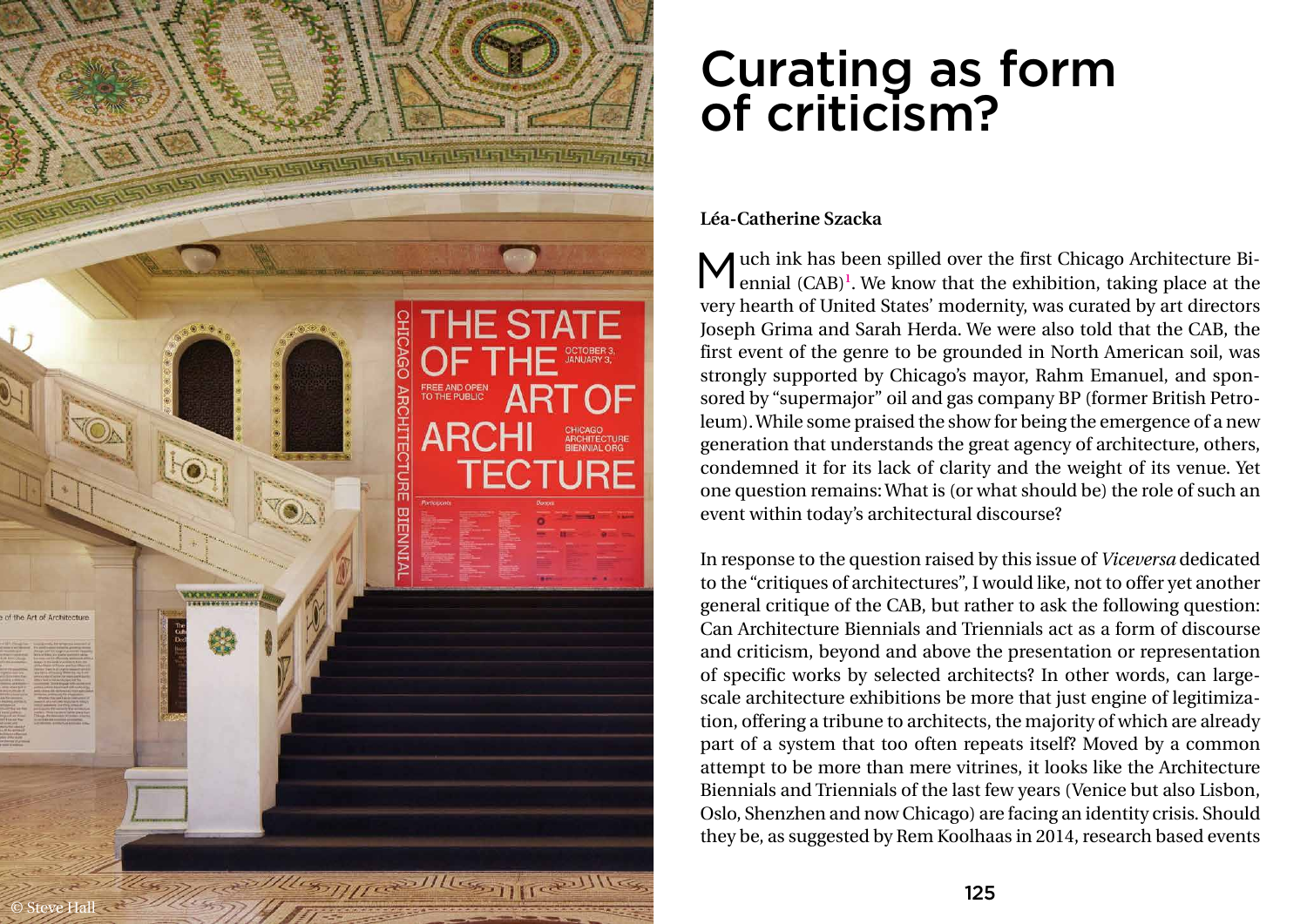# Curating as form of criticism?

**Léa-Catherine Szacka**

Much ink has been spilled over the first Chicago Architecture Biennial (CAB)[1]. We know that the exhibition, taking place at the very hearth of United States' modernity, was curated by art directors Joseph Grima and Sarah Herda. We were also told that the CAB, the first event of the genre to be grounded in North American soil, was strongly supported by Chicago's mayor, Rahm Emanuel, and sponsored by "supermajor" oil and gas company BP (former British Petroleum). While some praised the show for being the emergence of a new generation that understands the great agency of architecture, others, condemned it for its lack of clarity and the weight of its venue. Yet one question remains: What is (or what should be) the role of such an event within today's architectural discourse?

In response to the question raised by this issue of *Viceversa* dedicated to the "critiques of architectures", I would like, not to offer yet another general critique of the CAB, but rather to ask the following question: Can Architecture Biennials and Triennials act as a form of discourse and criticism, beyond and above the presentation or representation of specific works by selected architects? In other words, can large-scale architecture exhibitions be more that just engine of legitimization, offering a tribune to architects, the majority of which are already part of a system that too often repeats itself? Moved by a common attempt to be more than mere vitrines, it looks like the Architecture Biennials and Triennials of the last few years (Venice but also Lisbon, Oslo, Shenzhen and now Chicago) are facing an identity crisis. Should they be, as suggested by Rem Koolhaas in 2014, research based events

© Steve Hall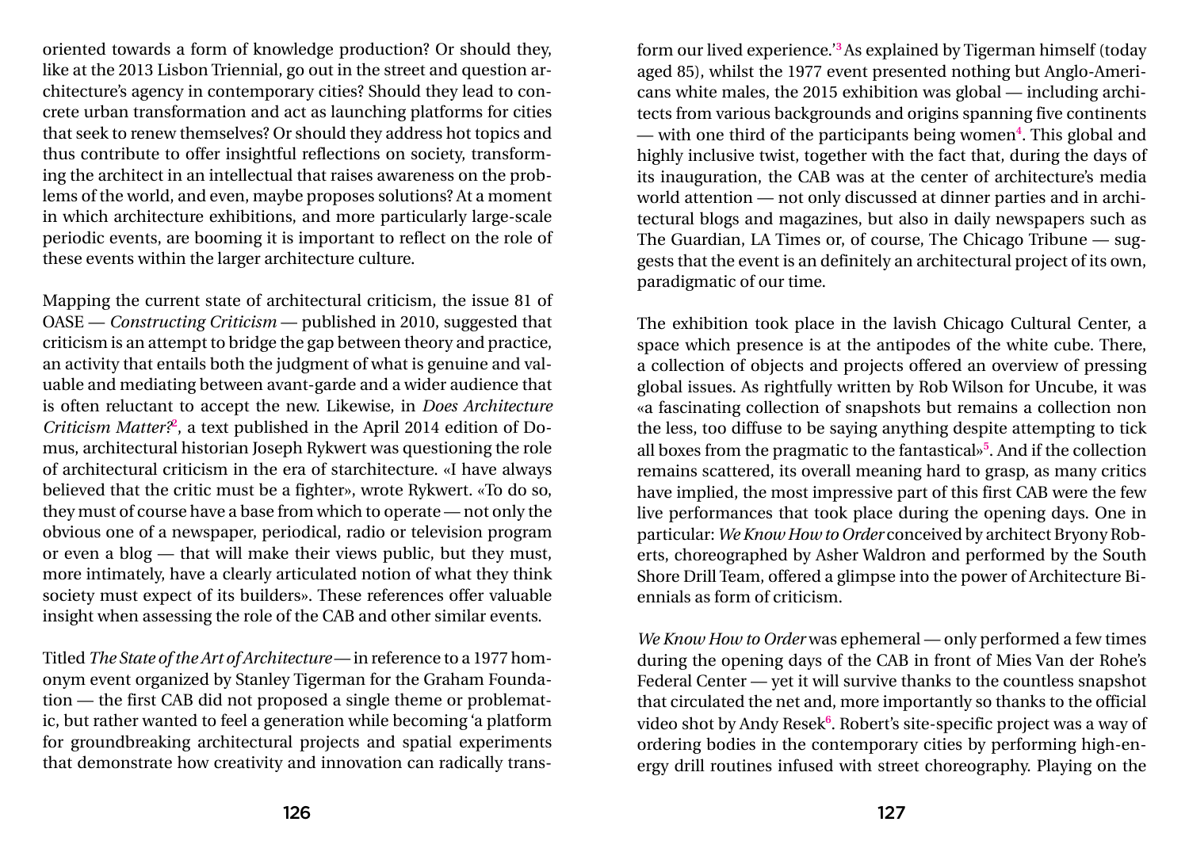oriented towards a form of knowledge production? Or should they, like at the 2013 Lisbon Triennial, go out in the street and question architecture's agency in contemporary cities? Should they lead to concrete urban transformation and act as launching platforms for cities that seek to renew themselves? Or should they address hot topics and thus contribute to offer insightful reflections on society, transforming the architect in an intellectual that raises awareness on the problems of the world, and even, maybe proposes solutions? At a moment in which architecture exhibitions, and more particularly large-scale periodic events, are booming it is important to reflect on the role of these events within the larger architecture culture.

Mapping the current state of architectural criticism, the issue 81 of OASE — *Constructing Criticism* — published in 2010, suggested that criticism is an attempt to bridge the gap between theory and practice, an activity that entails both the judgment of what is genuine and valuable and mediating between avant-garde and a wider audience that is often reluctant to accept the new. Likewise, in *Does Architecture Criticism Matter?*[2], a text published in the April 2014 edition of Domus, architectural historian Joseph Rykwert was questioning the role of architectural criticism in the era of starchitecture. «I have always believed that the critic must be a fighter», wrote Rykwert. «To do so, they must of course have a base from which to operate — not only the obvious one of a newspaper, periodical, radio or television program or even a blog — that will make their views public, but they must, more intimately, have a clearly articulated notion of what they think society must expect of its builders». These references offer valuable insight when assessing the role of the CAB and other similar events.

Titled *The State of the Art of Architecture* — in reference to a 1977 homonym event organized by Stanley Tigerman for the Graham Foundation — the first CAB did not proposed a single theme or problematic, but rather wanted to feel a generation while becoming 'a platform for groundbreaking architectural projects and spatial experiments that demonstrate how creativity and innovation can radically transform our lived experience.'[3] As explained by Tigerman himself (today aged 85), whilst the 1977 event presented nothing but Anglo-Americans white males, the 2015 exhibition was global — including architects from various backgrounds and origins spanning five continents — with one third of the participants being women[4]. This global and highly inclusive twist, together with the fact that, during the days of its inauguration, the CAB was at the center of architecture's media world attention — not only discussed at dinner parties and in architectural blogs and magazines, but also in daily newspapers such as The Guardian, LA Times or, of course, The Chicago Tribune — suggests that the event is an definitely an architectural project of its own, paradigmatic of our time.

The exhibition took place in the lavish Chicago Cultural Center, a space which presence is at the antipodes of the white cube. There, a collection of objects and projects offered an overview of pressing global issues. As rightfully written by Rob Wilson for Uncube, it was «a fascinating collection of snapshots but remains a collection non the less, too diffuse to be saying anything despite attempting to tick all boxes from the pragmatic to the fantastical»[5]. And if the collection remains scattered, its overall meaning hard to grasp, as many critics have implied, the most impressive part of this first CAB were the few live performances that took place during the opening days. One in particular: *We Know How to Order* conceived by architect Bryony Roberts, choreographed by Asher Waldron and performed by the South Shore Drill Team, offered a glimpse into the power of Architecture Biennials as form of criticism.

*We Know How to Order* was ephemeral — only performed a few times during the opening days of the CAB in front of Mies Van der Rohe's Federal Center — yet it will survive thanks to the countless snapshot that circulated the net and, more importantly so thanks to the official video shot by Andy Resek[6]. Robert's site-specific project was a way of ordering bodies in the contemporary cities by performing high-energy drill routines infused with street choreography. Playing on the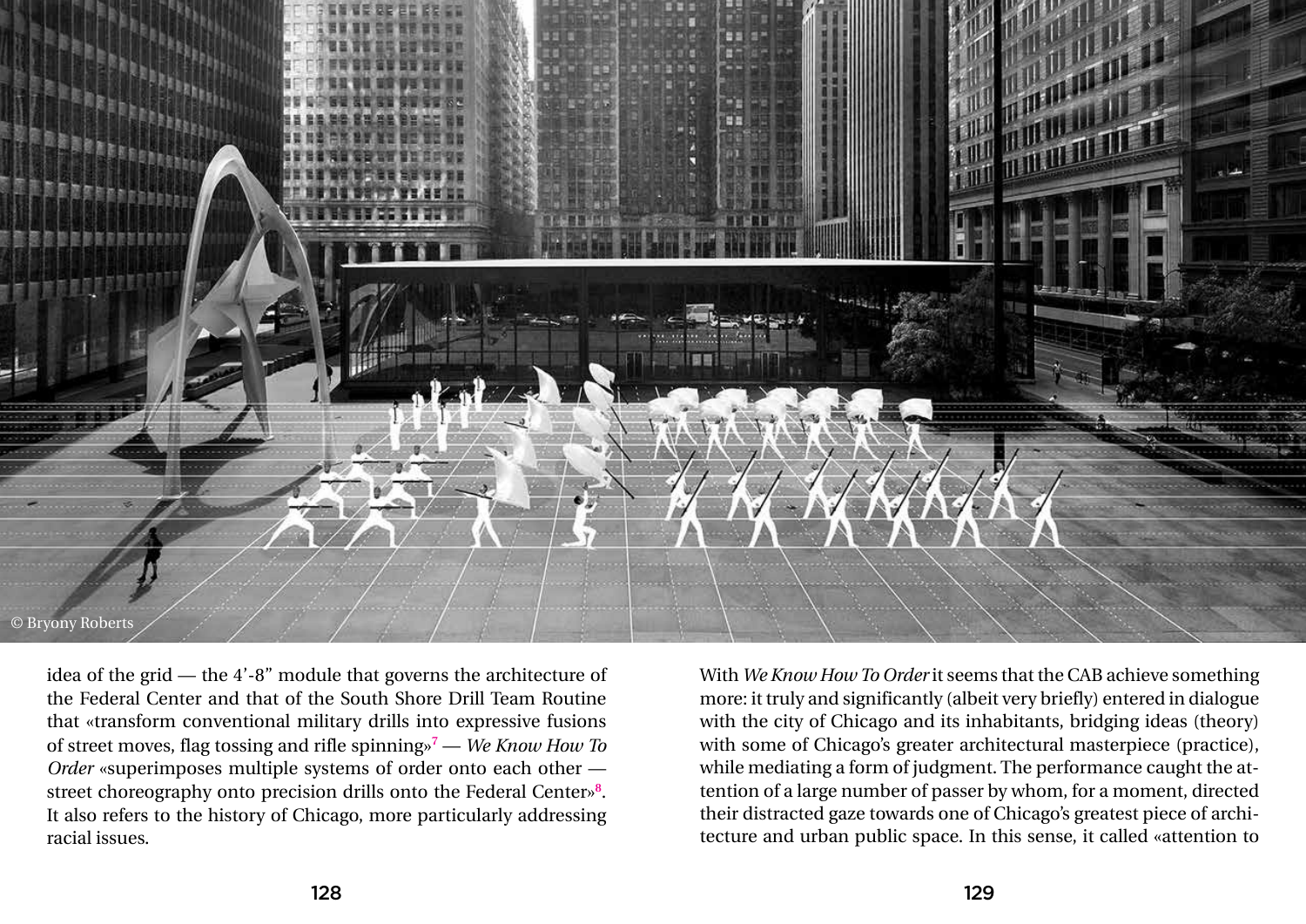© Bryony Roberts

idea of the grid — the 4'-8" module that governs the architecture of the Federal Center and that of the South Shore Drill Team Routine that «transform conventional military drills into expressive fusions of street moves, flag tossing and rifle spinning»[7] — *We Know How To Order* «superimposes multiple systems of order onto each other — street choreography onto precision drills onto the Federal Center»[8]. It also refers to the history of Chicago, more particularly addressing racial issues.

With *We Know How To Order* it seems that the CAB achieve something more: it truly and significantly (albeit very briefly) entered in dialogue with the city of Chicago and its inhabitants, bridging ideas (theory) with some of Chicago's greater architectural masterpiece (practice), while mediating a form of judgment. The performance caught the attention of a large number of passer by whom, for a moment, directed their distracted gaze towards one of Chicago's greatest piece of architecture and urban public space. In this sense, it called «attention to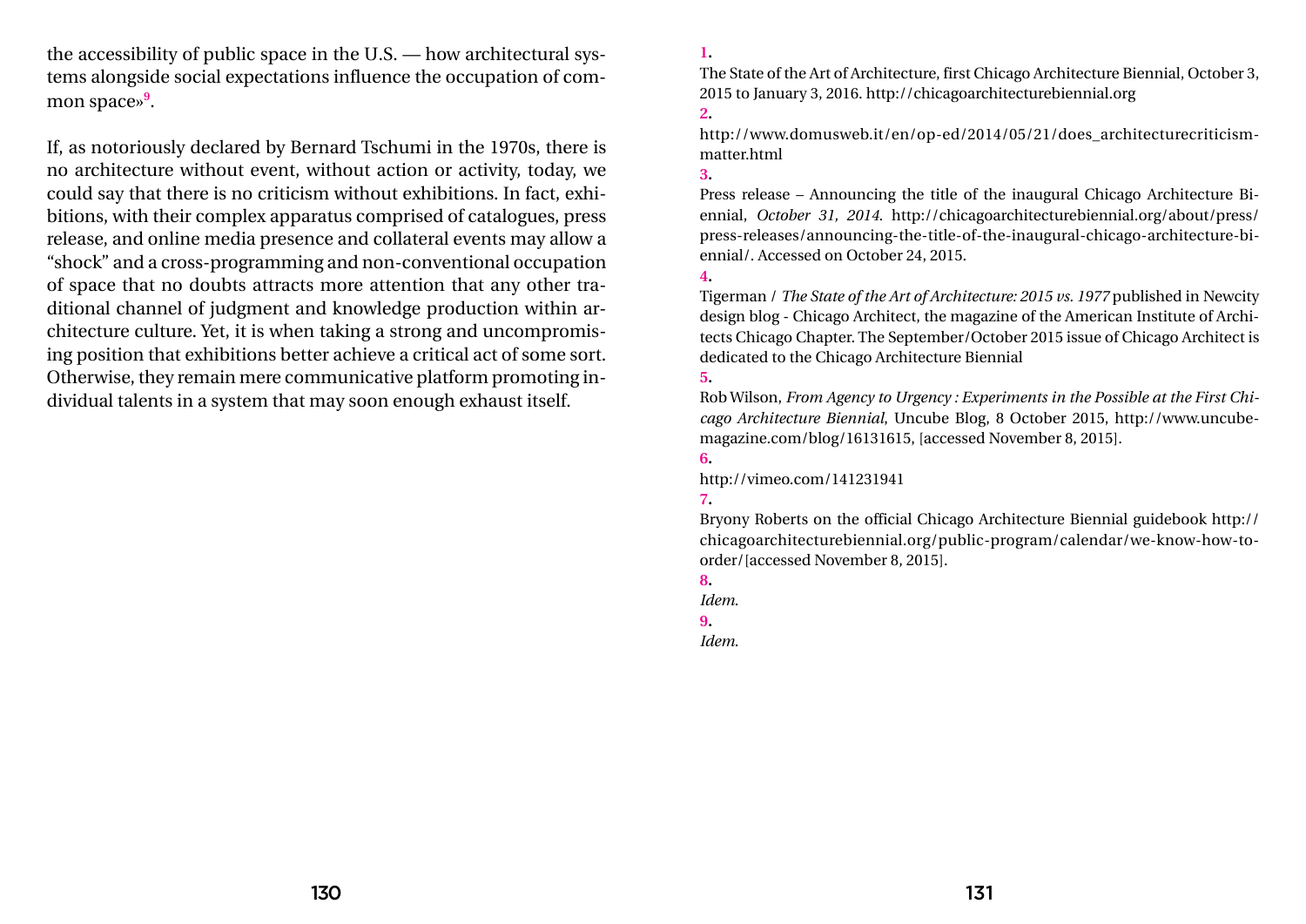the accessibility of public space in the U.S. — how architectural systems alongside social expectations influence the occupation of common space»[9].

If, as notoriously declared by Bernard Tschumi in the 1970s, there is no architecture without event, without action or activity, today, we could say that there is no criticism without exhibitions. In fact, exhibitions, with their complex apparatus comprised of catalogues, press release, and online media presence and collateral events may allow a "shock" and a cross-programming and non-conventional occupation of space that no doubts attracts more attention that any other traditional channel of judgment and knowledge production within architecture culture. Yet, it is when taking a strong and uncompromising position that exhibitions better achieve a critical act of some sort. Otherwise, they remain mere communicative platform promoting individual talents in a system that may soon enough exhaust itself.

**1.**
The State of the Art of Architecture, first Chicago Architecture Biennial, October 3, 2015 to January 3, 2016. http://chicagoarchitecturebiennial.org

**2.**
http://www.domusweb.it/en/op-ed/2014/05/21/does_architecturecriticism-matter.html

**3.**
Press release – Announcing the title of the inaugural Chicago Architecture Biennial, *October 31, 2014*. http://chicagoarchitecturebiennial.org/about/press/press-releases/announcing-the-title-of-the-inaugural-chicago-architecture-biennial/. Accessed on October 24, 2015.

**4.**
Tigerman / *The State of the Art of Architecture: 2015 vs. 1977* published in Newcity design blog - Chicago Architect, the magazine of the American Institute of Architects Chicago Chapter. The September/October 2015 issue of Chicago Architect is dedicated to the Chicago Architecture Biennial

**5.**
Rob Wilson, *From Agency to Urgency : Experiments in the Possible at the First Chicago Architecture Biennial*, Uncube Blog, 8 October 2015, http://www.uncube-magazine.com/blog/16131615, [accessed November 8, 2015].

**6.**
http://vimeo.com/141231941

**7.**
Bryony Roberts on the official Chicago Architecture Biennial guidebook http://chicagoarchitecturebiennial.org/public-program/calendar/we-know-how-to-order/[accessed November 8, 2015].

**8.**
*Idem.*

**9.**
*Idem.*